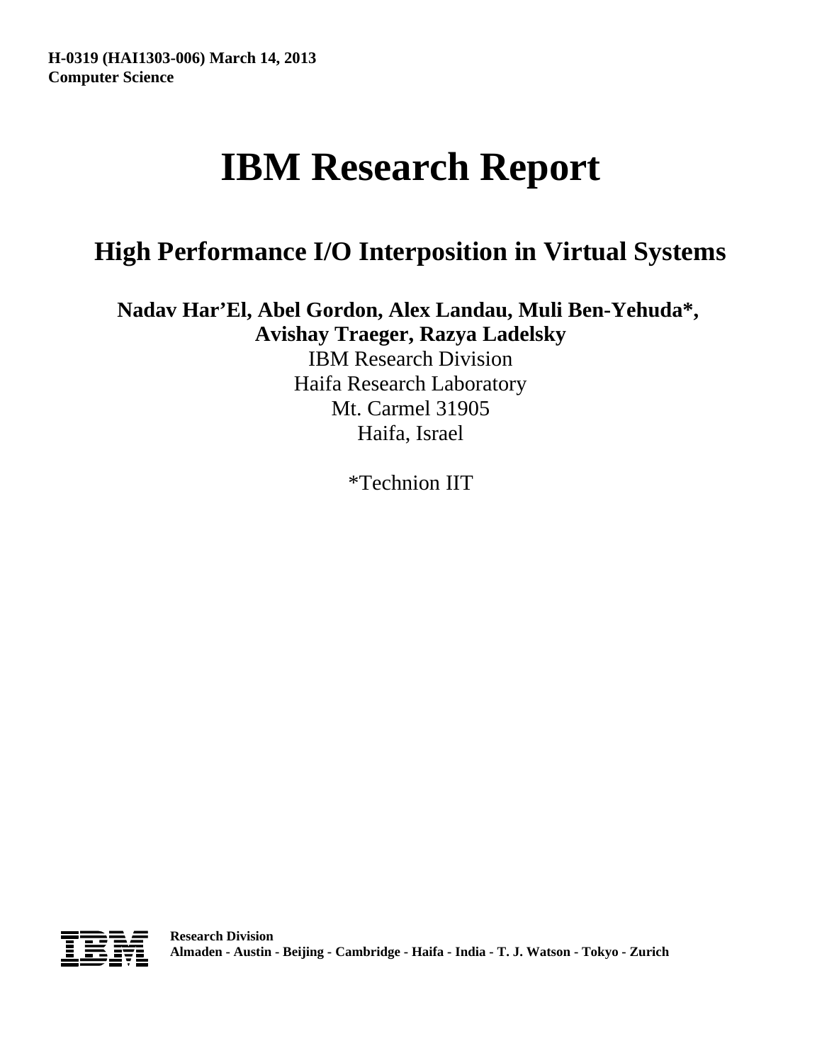**H-0319 (HAI1303-006) March 14, 2013**
**Computer Science**

# IBM Research Report

## High Performance I/O Interposition in Virtual Systems

**Nadav Har'El, Abel Gordon, Alex Landau, Muli Ben-Yehuda*, Avishay Traeger, Razya Ladelsky**

IBM Research Division
Haifa Research Laboratory
Mt. Carmel 31905
Haifa, Israel

*Technion IIT

**Research Division**
**Almaden - Austin - Beijing - Cambridge - Haifa - India - T. J. Watson - Tokyo - Zurich**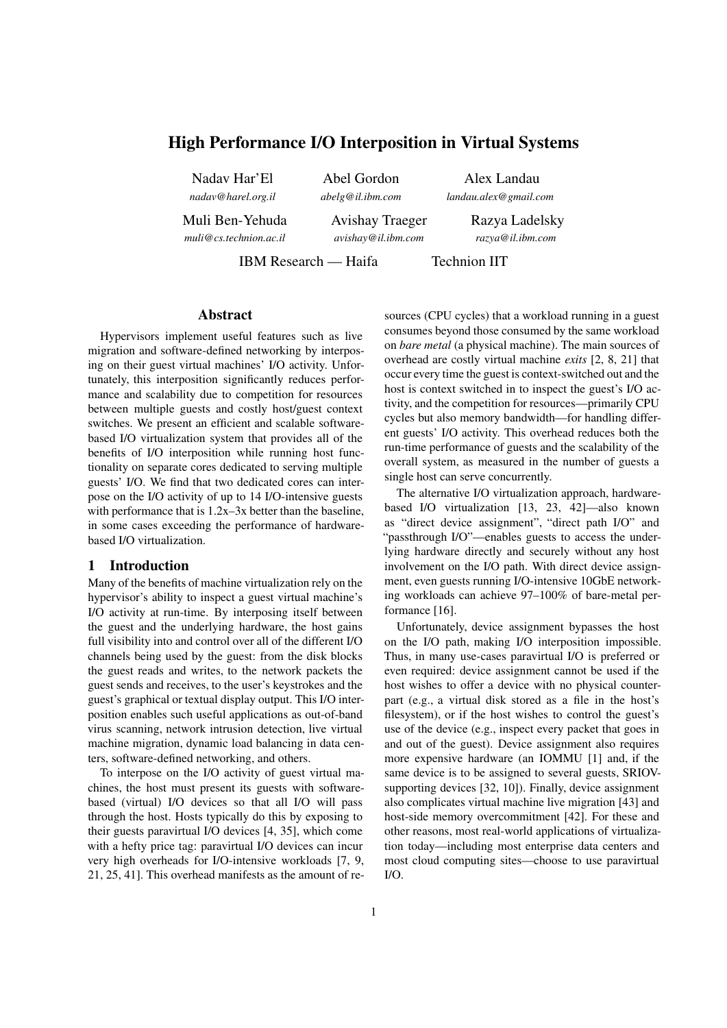# High Performance I/O Interposition in Virtual Systems

Nadav Har'El
*nadav@harel.org.il*

Abel Gordon
*abelg@il.ibm.com*

Alex Landau
*landau.alex@gmail.com*

Muli Ben-Yehuda
*muli@cs.technion.ac.il*

Avishay Traeger
*avishay@il.ibm.com*

Razya Ladelsky
*razya@il.ibm.com*

IBM Research — Haifa    Technion IIT

## Abstract

Hypervisors implement useful features such as live migration and software-defined networking by interposing on their guest virtual machines' I/O activity. Unfortunately, this interposition significantly reduces performance and scalability due to competition for resources between multiple guests and costly host/guest context switches. We present an efficient and scalable software-based I/O virtualization system that provides all of the benefits of I/O interposition while running host functionality on separate cores dedicated to serving multiple guests' I/O. We find that two dedicated cores can interpose on the I/O activity of up to 14 I/O-intensive guests with performance that is 1.2x–3x better than the baseline, in some cases exceeding the performance of hardware-based I/O virtualization.

## 1 Introduction

Many of the benefits of machine virtualization rely on the hypervisor's ability to inspect a guest virtual machine's I/O activity at run-time. By interposing itself between the guest and the underlying hardware, the host gains full visibility into and control over all of the different I/O channels being used by the guest: from the disk blocks the guest reads and writes, to the network packets the guest sends and receives, to the user's keystrokes and the guest's graphical or textual display output. This I/O interposition enables such useful applications as out-of-band virus scanning, network intrusion detection, live virtual machine migration, dynamic load balancing in data centers, software-defined networking, and others.

To interpose on the I/O activity of guest virtual machines, the host must present its guests with software-based (virtual) I/O devices so that all I/O will pass through the host. Hosts typically do this by exposing to their guests paravirtual I/O devices [4, 35], which come with a hefty price tag: paravirtual I/O devices can incur very high overheads for I/O-intensive workloads [7, 9, 21, 25, 41]. This overhead manifests as the amount of resources (CPU cycles) that a workload running in a guest consumes beyond those consumed by the same workload on *bare metal* (a physical machine). The main sources of overhead are costly virtual machine *exits* [2, 8, 21] that occur every time the guest is context-switched out and the host is context switched in to inspect the guest's I/O activity, and the competition for resources—primarily CPU cycles but also memory bandwidth—for handling different guests' I/O activity. This overhead reduces both the run-time performance of guests and the scalability of the overall system, as measured in the number of guests a single host can serve concurrently.

The alternative I/O virtualization approach, hardware-based I/O virtualization [13, 23, 42]—also known as "direct device assignment", "direct path I/O" and "passthrough I/O"—enables guests to access the underlying hardware directly and securely without any host involvement on the I/O path. With direct device assignment, even guests running I/O-intensive 10GbE networking workloads can achieve 97–100% of bare-metal performance [16].

Unfortunately, device assignment bypasses the host on the I/O path, making I/O interposition impossible. Thus, in many use-cases paravirtual I/O is preferred or even required: device assignment cannot be used if the host wishes to offer a device with no physical counterpart (e.g., a virtual disk stored as a file in the host's filesystem), or if the host wishes to control the guest's use of the device (e.g., inspect every packet that goes in and out of the guest). Device assignment also requires more expensive hardware (an IOMMU [1] and, if the same device is to be assigned to several guests, SRIOV-supporting devices [32, 10]). Finally, device assignment also complicates virtual machine live migration [43] and host-side memory overcommitment [42]. For these and other reasons, most real-world applications of virtualization today—including most enterprise data centers and most cloud computing sites—choose to use paravirtual I/O.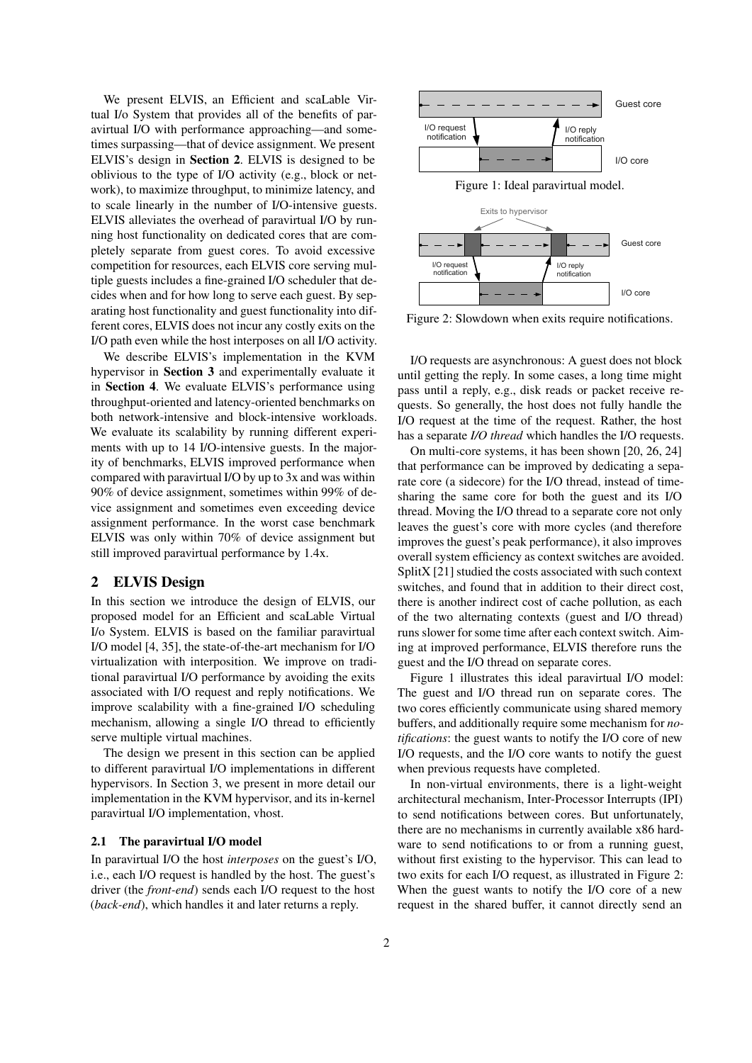We present ELVIS, an Efficient and scaLable Virtual I/o System that provides all of the benefits of paravirtual I/O with performance approaching—and sometimes surpassing—that of device assignment. We present ELVIS's design in **Section 2**. ELVIS is designed to be oblivious to the type of I/O activity (e.g., block or network), to maximize throughput, to minimize latency, and to scale linearly in the number of I/O-intensive guests. ELVIS alleviates the overhead of paravirtual I/O by running host functionality on dedicated cores that are completely separate from guest cores. To avoid excessive competition for resources, each ELVIS core serving multiple guests includes a fine-grained I/O scheduler that decides when and for how long to serve each guest. By separating host functionality and guest functionality into different cores, ELVIS does not incur any costly exits on the I/O path even while the host interposes on all I/O activity.

We describe ELVIS's implementation in the KVM hypervisor in **Section 3** and experimentally evaluate it in **Section 4**. We evaluate ELVIS's performance using throughput-oriented and latency-oriented benchmarks on both network-intensive and block-intensive workloads. We evaluate its scalability by running different experiments with up to 14 I/O-intensive guests. In the majority of benchmarks, ELVIS improved performance when compared with paravirtual I/O by up to 3x and was within 90% of device assignment, sometimes within 99% of device assignment and sometimes even exceeding device assignment performance. In the worst case benchmark ELVIS was only within 70% of device assignment but still improved paravirtual performance by 1.4x.

## 2 ELVIS Design

In this section we introduce the design of ELVIS, our proposed model for an Efficient and scaLable Virtual I/o System. ELVIS is based on the familiar paravirtual I/O model [4, 35], the state-of-the-art mechanism for I/O virtualization with interposition. We improve on traditional paravirtual I/O performance by avoiding the exits associated with I/O request and reply notifications. We improve scalability with a fine-grained I/O scheduling mechanism, allowing a single I/O thread to efficiently serve multiple virtual machines.

The design we present in this section can be applied to different paravirtual I/O implementations in different hypervisors. In Section 3, we present in more detail our implementation in the KVM hypervisor, and its in-kernel paravirtual I/O implementation, vhost.

### 2.1 The paravirtual I/O model

In paravirtual I/O the host *interposes* on the guest's I/O, i.e., each I/O request is handled by the host. The guest's driver (the *front-end*) sends each I/O request to the host (*back-end*), which handles it and later returns a reply.

Figure 1: Ideal paravirtual model.

Figure 2: Slowdown when exits require notifications.

I/O requests are asynchronous: A guest does not block until getting the reply. In some cases, a long time might pass until a reply, e.g., disk reads or packet receive requests. So generally, the host does not fully handle the I/O request at the time of the request. Rather, the host has a separate *I/O thread* which handles the I/O requests.

On multi-core systems, it has been shown [20, 26, 24] that performance can be improved by dedicating a separate core (a sidecore) for the I/O thread, instead of time-sharing the same core for both the guest and its I/O thread. Moving the I/O thread to a separate core not only leaves the guest's core with more cycles (and therefore improves the guest's peak performance), it also improves overall system efficiency as context switches are avoided. SplitX [21] studied the costs associated with such context switches, and found that in addition to their direct cost, there is another indirect cost of cache pollution, as each of the two alternating contexts (guest and I/O thread) runs slower for some time after each context switch. Aiming at improved performance, ELVIS therefore runs the guest and the I/O thread on separate cores.

Figure 1 illustrates this ideal paravirtual I/O model: The guest and I/O thread run on separate cores. The two cores efficiently communicate using shared memory buffers, and additionally require some mechanism for *notifications*: the guest wants to notify the I/O core of new I/O requests, and the I/O core wants to notify the guest when previous requests have completed.

In non-virtual environments, there is a light-weight architectural mechanism, Inter-Processor Interrupts (IPI) to send notifications between cores. But unfortunately, there are no mechanisms in currently available x86 hardware to send notifications to or from a running guest, without first existing to the hypervisor. This can lead to two exits for each I/O request, as illustrated in Figure 2: When the guest wants to notify the I/O core of a new request in the shared buffer, it cannot directly send an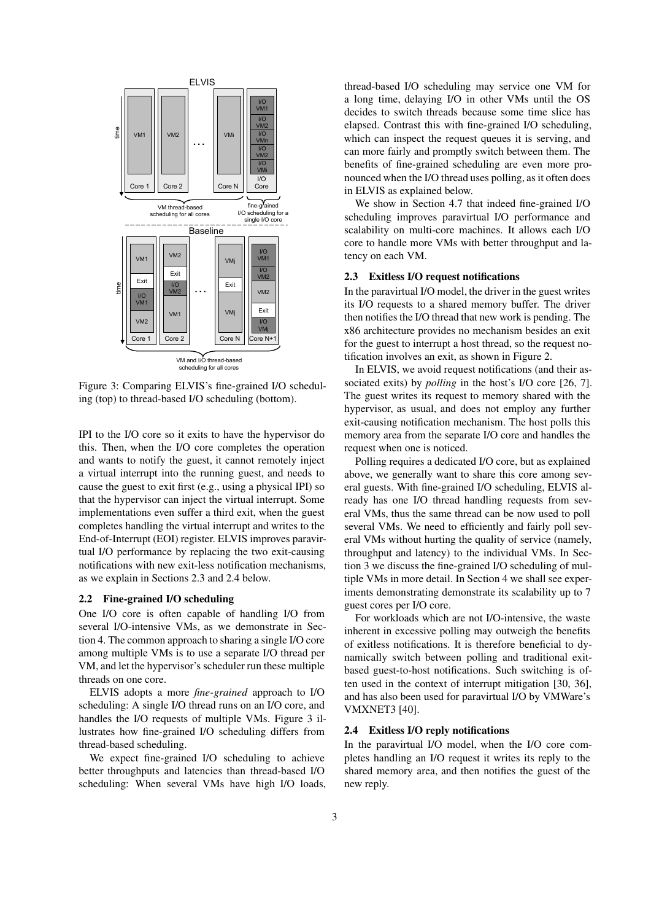Figure 3: Comparing ELVIS's fine-grained I/O scheduling (top) to thread-based I/O scheduling (bottom).

IPI to the I/O core so it exits to have the hypervisor do this. Then, when the I/O core completes the operation and wants to notify the guest, it cannot remotely inject a virtual interrupt into the running guest, and needs to cause the guest to exit first (e.g., using a physical IPI) so that the hypervisor can inject the virtual interrupt. Some implementations even suffer a third exit, when the guest completes handling the virtual interrupt and writes to the End-of-Interrupt (EOI) register. ELVIS improves paravirtual I/O performance by replacing the two exit-causing notifications with new exit-less notification mechanisms, as we explain in Sections 2.3 and 2.4 below.

### 2.2 Fine-grained I/O scheduling

One I/O core is often capable of handling I/O from several I/O-intensive VMs, as we demonstrate in Section 4. The common approach to sharing a single I/O core among multiple VMs is to use a separate I/O thread per VM, and let the hypervisor's scheduler run these multiple threads on one core.

ELVIS adopts a more *fine-grained* approach to I/O scheduling: A single I/O thread runs on an I/O core, and handles the I/O requests of multiple VMs. Figure 3 illustrates how fine-grained I/O scheduling differs from thread-based scheduling.

We expect fine-grained I/O scheduling to achieve better throughputs and latencies than thread-based I/O scheduling: When several VMs have high I/O loads, thread-based I/O scheduling may service one VM for a long time, delaying I/O in other VMs until the OS decides to switch threads because some time slice has elapsed. Contrast this with fine-grained I/O scheduling, which can inspect the request queues it is serving, and can more fairly and promptly switch between them. The benefits of fine-grained scheduling are even more pronounced when the I/O thread uses polling, as it often does in ELVIS as explained below.

We show in Section 4.7 that indeed fine-grained I/O scheduling improves paravirtual I/O performance and scalability on multi-core machines. It allows each I/O core to handle more VMs with better throughput and latency on each VM.

### 2.3 Exitless I/O request notifications

In the paravirtual I/O model, the driver in the guest writes its I/O requests to a shared memory buffer. The driver then notifies the I/O thread that new work is pending. The x86 architecture provides no mechanism besides an exit for the guest to interrupt a host thread, so the request notification involves an exit, as shown in Figure 2.

In ELVIS, we avoid request notifications (and their associated exits) by *polling* in the host's I/O core [26, 7]. The guest writes its request to memory shared with the hypervisor, as usual, and does not employ any further exit-causing notification mechanism. The host polls this memory area from the separate I/O core and handles the request when one is noticed.

Polling requires a dedicated I/O core, but as explained above, we generally want to share this core among several guests. With fine-grained I/O scheduling, ELVIS already has one I/O thread handling requests from several VMs, thus the same thread can be now used to poll several VMs. We need to efficiently and fairly poll several VMs without hurting the quality of service (namely, throughput and latency) to the individual VMs. In Section 3 we discuss the fine-grained I/O scheduling of multiple VMs in more detail. In Section 4 we shall see experiments demonstrating demonstrate its scalability up to 7 guest cores per I/O core.

For workloads which are not I/O-intensive, the waste inherent in excessive polling may outweigh the benefits of exitless notifications. It is therefore beneficial to dynamically switch between polling and traditional exit-based guest-to-host notifications. Such switching is often used in the context of interrupt mitigation [30, 36], and has also been used for paravirtual I/O by VMWare's VMXNET3 [40].

### 2.4 Exitless I/O reply notifications

In the paravirtual I/O model, when the I/O core completes handling an I/O request it writes its reply to the shared memory area, and then notifies the guest of the new reply.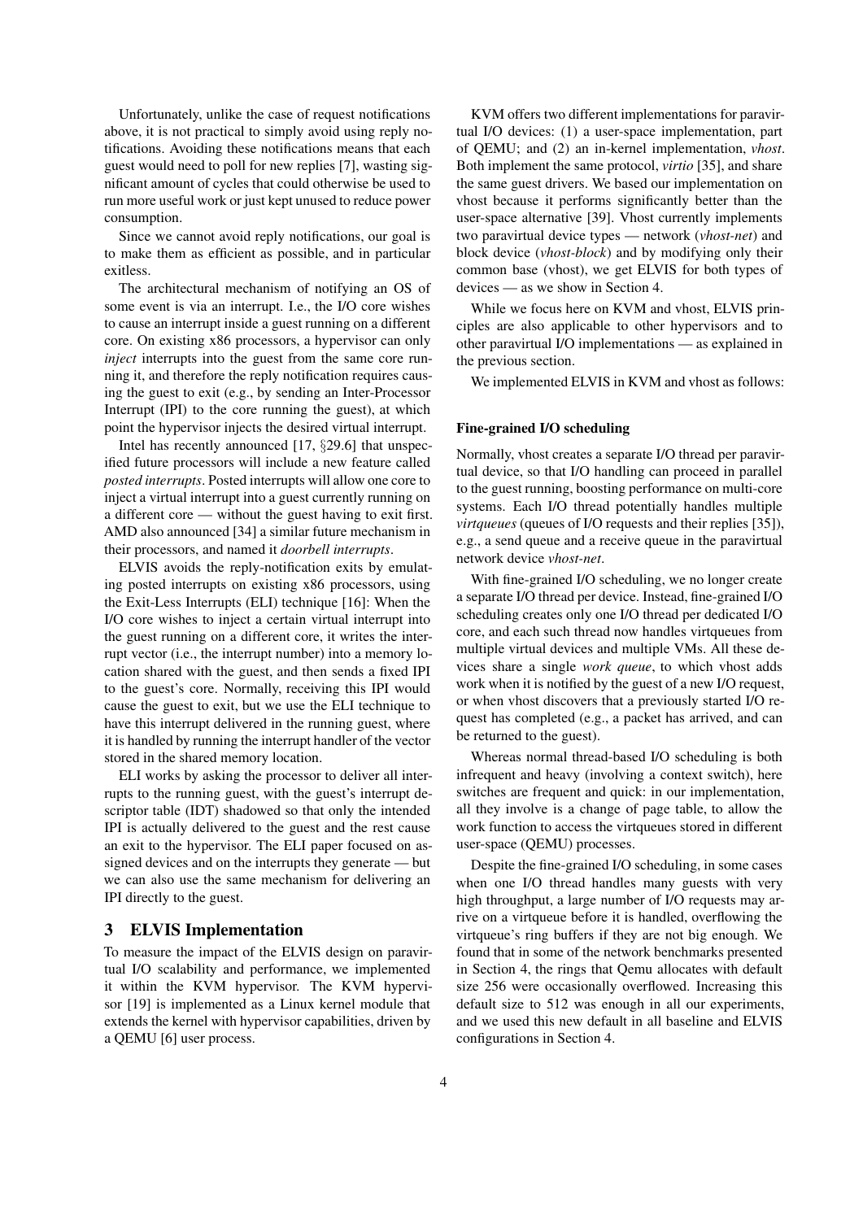Unfortunately, unlike the case of request notifications above, it is not practical to simply avoid using reply notifications. Avoiding these notifications means that each guest would need to poll for new replies [7], wasting significant amount of cycles that could otherwise be used to run more useful work or just kept unused to reduce power consumption.

Since we cannot avoid reply notifications, our goal is to make them as efficient as possible, and in particular exitless.

The architectural mechanism of notifying an OS of some event is via an interrupt. I.e., the I/O core wishes to cause an interrupt inside a guest running on a different core. On existing x86 processors, a hypervisor can only *inject* interrupts into the guest from the same core running it, and therefore the reply notification requires causing the guest to exit (e.g., by sending an Inter-Processor Interrupt (IPI) to the core running the guest), at which point the hypervisor injects the desired virtual interrupt.

Intel has recently announced [17, §29.6] that unspecified future processors will include a new feature called *posted interrupts*. Posted interrupts will allow one core to inject a virtual interrupt into a guest currently running on a different core — without the guest having to exit first. AMD also announced [34] a similar future mechanism in their processors, and named it *doorbell interrupts*.

ELVIS avoids the reply-notification exits by emulating posted interrupts on existing x86 processors, using the Exit-Less Interrupts (ELI) technique [16]: When the I/O core wishes to inject a certain virtual interrupt into the guest running on a different core, it writes the interrupt vector (i.e., the interrupt number) into a memory location shared with the guest, and then sends a fixed IPI to the guest's core. Normally, receiving this IPI would cause the guest to exit, but we use the ELI technique to have this interrupt delivered in the running guest, where it is handled by running the interrupt handler of the vector stored in the shared memory location.

ELI works by asking the processor to deliver all interrupts to the running guest, with the guest's interrupt descriptor table (IDT) shadowed so that only the intended IPI is actually delivered to the guest and the rest cause an exit to the hypervisor. The ELI paper focused on assigned devices and on the interrupts they generate — but we can also use the same mechanism for delivering an IPI directly to the guest.

## 3 ELVIS Implementation

To measure the impact of the ELVIS design on paravirtual I/O scalability and performance, we implemented it within the KVM hypervisor. The KVM hypervisor [19] is implemented as a Linux kernel module that extends the kernel with hypervisor capabilities, driven by a QEMU [6] user process.

KVM offers two different implementations for paravirtual I/O devices: (1) a user-space implementation, part of QEMU; and (2) an in-kernel implementation, *vhost*. Both implement the same protocol, *virtio* [35], and share the same guest drivers. We based our implementation on vhost because it performs significantly better than the user-space alternative [39]. Vhost currently implements two paravirtual device types — network (*vhost-net*) and block device (*vhost-block*) and by modifying only their common base (vhost), we get ELVIS for both types of devices — as we show in Section 4.

While we focus here on KVM and vhost, ELVIS principles are also applicable to other hypervisors and to other paravirtual I/O implementations — as explained in the previous section.

We implemented ELVIS in KVM and vhost as follows:

#### Fine-grained I/O scheduling

Normally, vhost creates a separate I/O thread per paravirtual device, so that I/O handling can proceed in parallel to the guest running, boosting performance on multi-core systems. Each I/O thread potentially handles multiple *virtqueues* (queues of I/O requests and their replies [35]), e.g., a send queue and a receive queue in the paravirtual network device *vhost-net*.

With fine-grained I/O scheduling, we no longer create a separate I/O thread per device. Instead, fine-grained I/O scheduling creates only one I/O thread per dedicated I/O core, and each such thread now handles virtqueues from multiple virtual devices and multiple VMs. All these devices share a single *work queue*, to which vhost adds work when it is notified by the guest of a new I/O request, or when vhost discovers that a previously started I/O request has completed (e.g., a packet has arrived, and can be returned to the guest).

Whereas normal thread-based I/O scheduling is both infrequent and heavy (involving a context switch), here switches are frequent and quick: in our implementation, all they involve is a change of page table, to allow the work function to access the virtqueues stored in different user-space (QEMU) processes.

Despite the fine-grained I/O scheduling, in some cases when one I/O thread handles many guests with very high throughput, a large number of I/O requests may arrive on a virtqueue before it is handled, overflowing the virtqueue's ring buffers if they are not big enough. We found that in some of the network benchmarks presented in Section 4, the rings that Qemu allocates with default size 256 were occasionally overflowed. Increasing this default size to 512 was enough in all our experiments, and we used this new default in all baseline and ELVIS configurations in Section 4.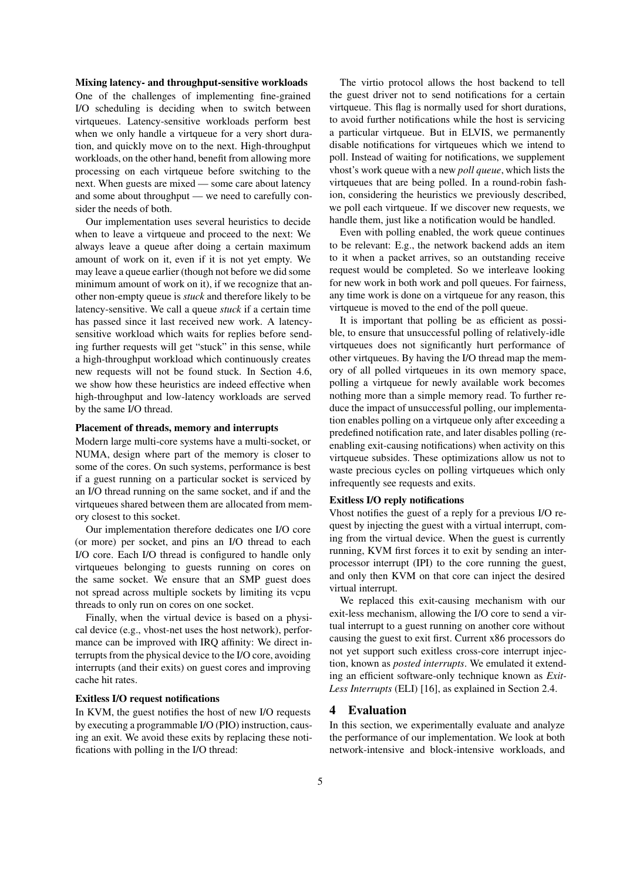**Mixing latency- and throughput-sensitive workloads**

One of the challenges of implementing fine-grained I/O scheduling is deciding when to switch between virtqueues. Latency-sensitive workloads perform best when we only handle a virtqueue for a very short duration, and quickly move on to the next. High-throughput workloads, on the other hand, benefit from allowing more processing on each virtqueue before switching to the next. When guests are mixed — some care about latency and some about throughput — we need to carefully consider the needs of both.

Our implementation uses several heuristics to decide when to leave a virtqueue and proceed to the next: We always leave a queue after doing a certain maximum amount of work on it, even if it is not yet empty. We may leave a queue earlier (though not before we did some minimum amount of work on it), if we recognize that another non-empty queue is *stuck* and therefore likely to be latency-sensitive. We call a queue *stuck* if a certain time has passed since it last received new work. A latency-sensitive workload which waits for replies before sending further requests will get "stuck" in this sense, while a high-throughput workload which continuously creates new requests will not be found stuck. In Section 4.6, we show how these heuristics are indeed effective when high-throughput and low-latency workloads are served by the same I/O thread.

**Placement of threads, memory and interrupts**

Modern large multi-core systems have a multi-socket, or NUMA, design where part of the memory is closer to some of the cores. On such systems, performance is best if a guest running on a particular socket is serviced by an I/O thread running on the same socket, and if and the virtqueues shared between them are allocated from memory closest to this socket.

Our implementation therefore dedicates one I/O core (or more) per socket, and pins an I/O thread to each I/O core. Each I/O thread is configured to handle only virtqueues belonging to guests running on cores on the same socket. We ensure that an SMP guest does not spread across multiple sockets by limiting its vcpu threads to only run on cores on one socket.

Finally, when the virtual device is based on a physical device (e.g., vhost-net uses the host network), performance can be improved with IRQ affinity: We direct interrupts from the physical device to the I/O core, avoiding interrupts (and their exits) on guest cores and improving cache hit rates.

**Exitless I/O request notifications**

In KVM, the guest notifies the host of new I/O requests by executing a programmable I/O (PIO) instruction, causing an exit. We avoid these exits by replacing these notifications with polling in the I/O thread:

The virtio protocol allows the host backend to tell the guest driver not to send notifications for a certain virtqueue. This flag is normally used for short durations, to avoid further notifications while the host is servicing a particular virtqueue. But in ELVIS, we permanently disable notifications for virtqueues which we intend to poll. Instead of waiting for notifications, we supplement vhost's work queue with a new *poll queue*, which lists the virtqueues that are being polled. In a round-robin fashion, considering the heuristics we previously described, we poll each virtqueue. If we discover new requests, we handle them, just like a notification would be handled.

Even with polling enabled, the work queue continues to be relevant: E.g., the network backend adds an item to it when a packet arrives, so an outstanding receive request would be completed. So we interleave looking for new work in both work and poll queues. For fairness, any time work is done on a virtqueue for any reason, this virtqueue is moved to the end of the poll queue.

It is important that polling be as efficient as possible, to ensure that unsuccessful polling of relatively-idle virtqueues does not significantly hurt performance of other virtqueues. By having the I/O thread map the memory of all polled virtqueues in its own memory space, polling a virtqueue for newly available work becomes nothing more than a simple memory read. To further reduce the impact of unsuccessful polling, our implementation enables polling on a virtqueue only after exceeding a predefined notification rate, and later disables polling (re-enabling exit-causing notifications) when activity on this virtqueue subsides. These optimizations allow us not to waste precious cycles on polling virtqueues which only infrequently see requests and exits.

**Exitless I/O reply notifications**

Vhost notifies the guest of a reply for a previous I/O request by injecting the guest with a virtual interrupt, coming from the virtual device. When the guest is currently running, KVM first forces it to exit by sending an inter-processor interrupt (IPI) to the core running the guest, and only then KVM on that core can inject the desired virtual interrupt.

We replaced this exit-causing mechanism with our exit-less mechanism, allowing the I/O core to send a virtual interrupt to a guest running on another core without causing the guest to exit first. Current x86 processors do not yet support such exitless cross-core interrupt injection, known as *posted interrupts*. We emulated it extending an efficient software-only technique known as *Exit-Less Interrupts* (ELI) [16], as explained in Section 2.4.

## 4 Evaluation

In this section, we experimentally evaluate and analyze the performance of our implementation. We look at both network-intensive and block-intensive workloads, and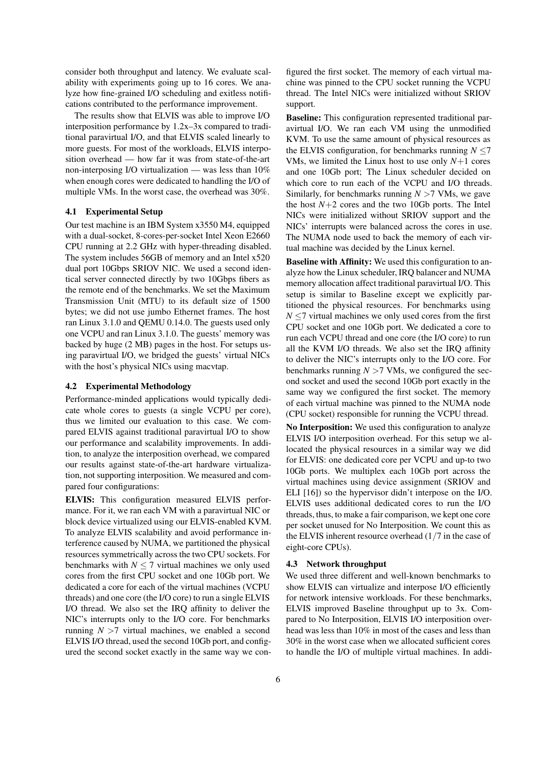consider both throughput and latency. We evaluate scalability with experiments going up to 16 cores. We analyze how fine-grained I/O scheduling and exitless notifications contributed to the performance improvement.

The results show that ELVIS was able to improve I/O interposition performance by 1.2x–3x compared to traditional paravirtual I/O, and that ELVIS scaled linearly to more guests. For most of the workloads, ELVIS interposition overhead — how far it was from state-of-the-art non-interposing I/O virtualization — was less than 10% when enough cores were dedicated to handling the I/O of multiple VMs. In the worst case, the overhead was 30%.

### 4.1 Experimental Setup

Our test machine is an IBM System x3550 M4, equipped with a dual-socket, 8-cores-per-socket Intel Xeon E2660 CPU running at 2.2 GHz with hyper-threading disabled. The system includes 56GB of memory and an Intel x520 dual port 10Gbps SRIOV NIC. We used a second identical server connected directly by two 10Gbps fibers as the remote end of the benchmarks. We set the Maximum Transmission Unit (MTU) to its default size of 1500 bytes; we did not use jumbo Ethernet frames. The host ran Linux 3.1.0 and QEMU 0.14.0. The guests used only one VCPU and ran Linux 3.1.0. The guests' memory was backed by huge (2 MB) pages in the host. For setups using paravirtual I/O, we bridged the guests' virtual NICs with the host's physical NICs using macvtap.

### 4.2 Experimental Methodology

Performance-minded applications would typically dedicate whole cores to guests (a single VCPU per core), thus we limited our evaluation to this case. We compared ELVIS against traditional paravirtual I/O to show our performance and scalability improvements. In addition, to analyze the interposition overhead, we compared our results against state-of-the-art hardware virtualization, not supporting interposition. We measured and compared four configurations:

**ELVIS:** This configuration measured ELVIS performance. For it, we ran each VM with a paravirtual NIC or block device virtualized using our ELVIS-enabled KVM. To analyze ELVIS scalability and avoid performance interference caused by NUMA, we partitioned the physical resources symmetrically across the two CPU sockets. For benchmarks with $N \leq 7$ virtual machines we only used cores from the first CPU socket and one 10Gb port. We dedicated a core for each of the virtual machines (VCPU threads) and one core (the I/O core) to run a single ELVIS I/O thread. We also set the IRQ affinity to deliver the NIC's interrupts only to the I/O core. For benchmarks running $N > 7$ virtual machines, we enabled a second ELVIS I/O thread, used the second 10Gb port, and configured the second socket exactly in the same way we configured the first socket. The memory of each virtual machine was pinned to the CPU socket running the VCPU thread. The Intel NICs were initialized without SRIOV support.

**Baseline:** This configuration represented traditional paravirtual I/O. We ran each VM using the unmodified KVM. To use the same amount of physical resources as the ELVIS configuration, for benchmarks running $N \leq 7$ VMs, we limited the Linux host to use only $N+1$ cores and one 10Gb port; The Linux scheduler decided on which core to run each of the VCPU and I/O threads. Similarly, for benchmarks running $N > 7$ VMs, we gave the host $N+2$ cores and the two 10Gb ports. The Intel NICs were initialized without SRIOV support and the NICs' interrupts were balanced across the cores in use. The NUMA node used to back the memory of each virtual machine was decided by the Linux kernel.

**Baseline with Affinity:** We used this configuration to analyze how the Linux scheduler, IRQ balancer and NUMA memory allocation affect traditional paravirtual I/O. This setup is similar to Baseline except we explicitly partitioned the physical resources. For benchmarks using $N \leq 7$ virtual machines we only used cores from the first CPU socket and one 10Gb port. We dedicated a core to run each VCPU thread and one core (the I/O core) to run all the KVM I/O threads. We also set the IRQ affinity to deliver the NIC's interrupts only to the I/O core. For benchmarks running $N > 7$ VMs, we configured the second socket and used the second 10Gb port exactly in the same way we configured the first socket. The memory of each virtual machine was pinned to the NUMA node (CPU socket) responsible for running the VCPU thread.

**No Interposition:** We used this configuration to analyze ELVIS I/O interposition overhead. For this setup we allocated the physical resources in a similar way we did for ELVIS: one dedicated core per VCPU and up-to two 10Gb ports. We multiplex each 10Gb port across the virtual machines using device assignment (SRIOV and ELI [16]) so the hypervisor didn't interpose on the I/O. ELVIS uses additional dedicated cores to run the I/O threads, thus, to make a fair comparison, we kept one core per socket unused for No Interposition. We count this as the ELVIS inherent resource overhead ($1/7$ in the case of eight-core CPUs).

### 4.3 Network throughput

We used three different and well-known benchmarks to show ELVIS can virtualize and interpose I/O efficiently for network intensive workloads. For these benchmarks, ELVIS improved Baseline throughput up to 3x. Compared to No Interposition, ELVIS I/O interposition overhead was less than 10% in most of the cases and less than 30% in the worst case when we allocated sufficient cores to handle the I/O of multiple virtual machines. In addi-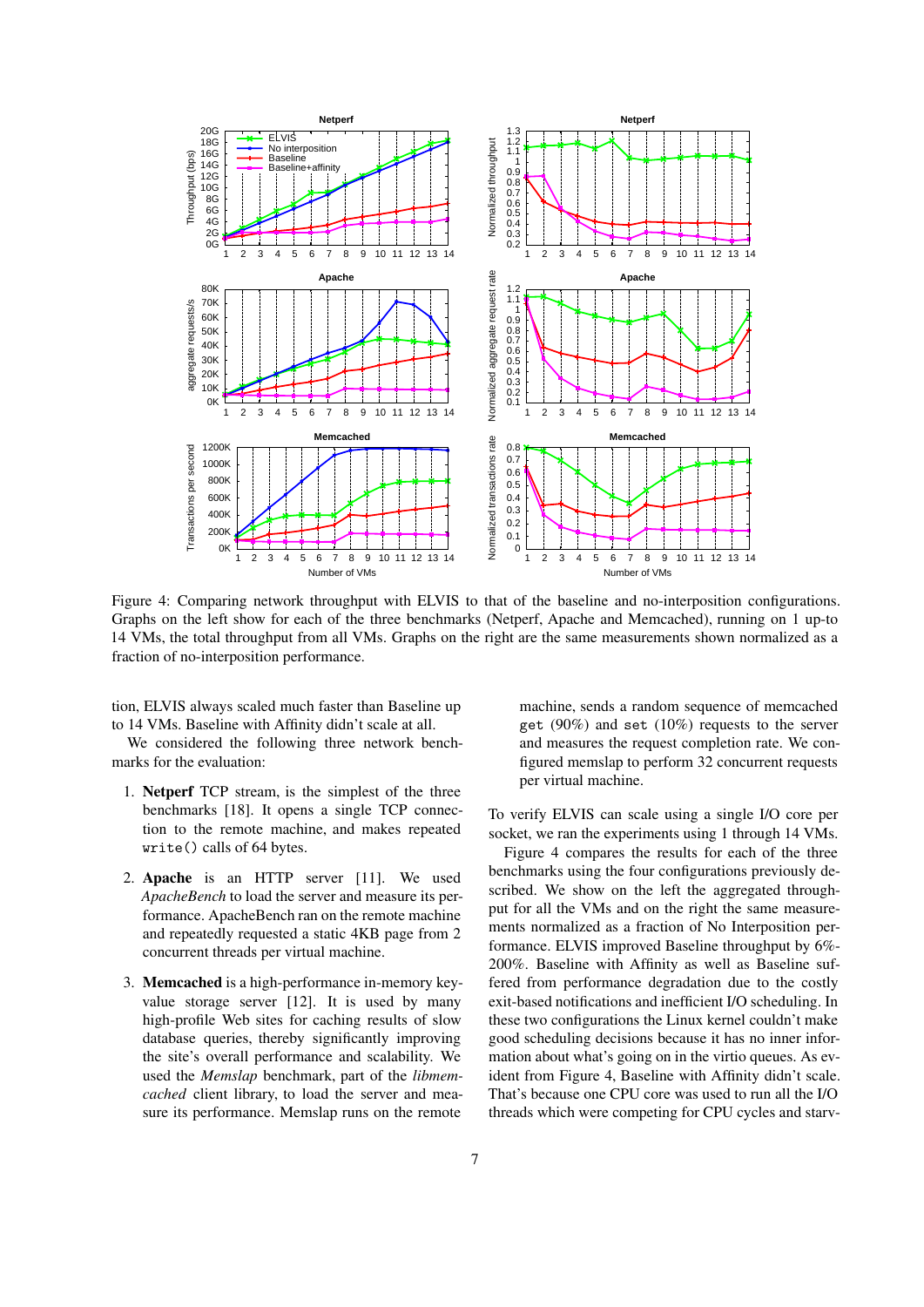Figure 4: Comparing network throughput with ELVIS to that of the baseline and no-interposition configurations. Graphs on the left show for each of the three benchmarks (Netperf, Apache and Memcached), running on 1 up-to 14 VMs, the total throughput from all VMs. Graphs on the right are the same measurements shown normalized as a fraction of no-interposition performance.

tion, ELVIS always scaled much faster than Baseline up to 14 VMs. Baseline with Affinity didn't scale at all.

We considered the following three network benchmarks for the evaluation:

1. **Netperf** TCP stream, is the simplest of the three benchmarks [18]. It opens a single TCP connection to the remote machine, and makes repeated `write()` calls of 64 bytes.

2. **Apache** is an HTTP server [11]. We used *ApacheBench* to load the server and measure its performance. ApacheBench ran on the remote machine and repeatedly requested a static 4KB page from 2 concurrent threads per virtual machine.

3. **Memcached** is a high-performance in-memory key-value storage server [12]. It is used by many high-profile Web sites for caching results of slow database queries, thereby significantly improving the site's overall performance and scalability. We used the *Memslap* benchmark, part of the *libmemcached* client library, to load the server and measure its performance. Memslap runs on the remote machine, sends a random sequence of memcached `get` (90%) and `set` (10%) requests to the server and measures the request completion rate. We configured memslap to perform 32 concurrent requests per virtual machine.

To verify ELVIS can scale using a single I/O core per socket, we ran the experiments using 1 through 14 VMs.

Figure 4 compares the results for each of the three benchmarks using the four configurations previously described. We show on the left the aggregated throughput for all the VMs and on the right the same measurements normalized as a fraction of No Interposition performance. ELVIS improved Baseline throughput by 6%-200%. Baseline with Affinity as well as Baseline suffered from performance degradation due to the costly exit-based notifications and inefficient I/O scheduling. In these two configurations the Linux kernel couldn't make good scheduling decisions because it has no inner information about what's going on in the virtio queues. As evident from Figure 4, Baseline with Affinity didn't scale. That's because one CPU core was used to run all the I/O threads which were competing for CPU cycles and starv-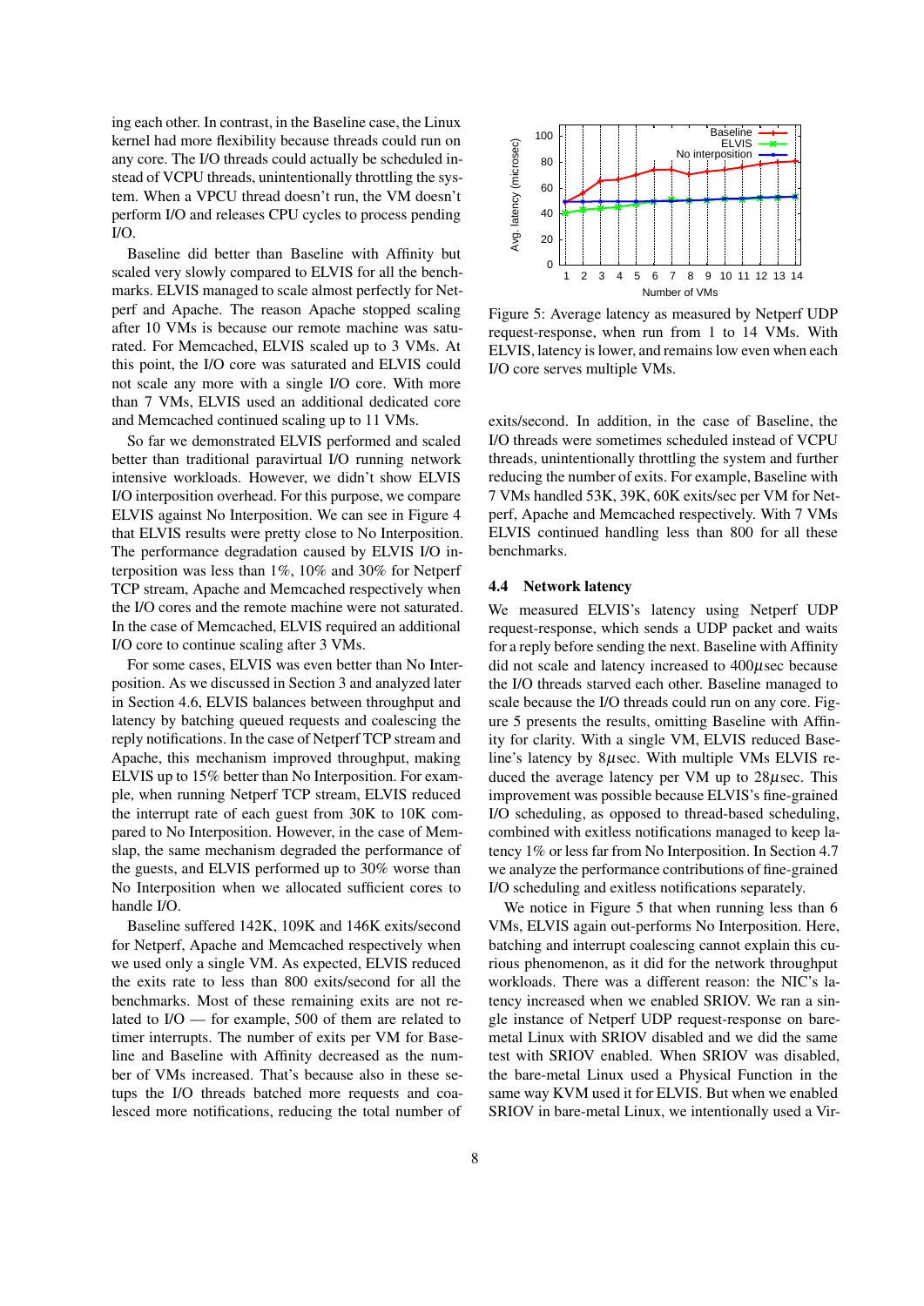ing each other. In contrast, in the Baseline case, the Linux kernel had more flexibility because threads could run on any core. The I/O threads could actually be scheduled instead of VCPU threads, unintentionally throttling the system. When a VPCU thread doesn't run, the VM doesn't perform I/O and releases CPU cycles to process pending I/O.

Baseline did better than Baseline with Affinity but scaled very slowly compared to ELVIS for all the benchmarks. ELVIS managed to scale almost perfectly for Netperf and Apache. The reason Apache stopped scaling after 10 VMs is because our remote machine was saturated. For Memcached, ELVIS scaled up to 3 VMs. At this point, the I/O core was saturated and ELVIS could not scale any more with a single I/O core. With more than 7 VMs, ELVIS used an additional dedicated core and Memcached continued scaling up to 11 VMs.

So far we demonstrated ELVIS performed and scaled better than traditional paravirtual I/O running network intensive workloads. However, we didn't show ELVIS I/O interposition overhead. For this purpose, we compare ELVIS against No Interposition. We can see in Figure 4 that ELVIS results were pretty close to No Interposition. The performance degradation caused by ELVIS I/O interposition was less than 1%, 10% and 30% for Netperf TCP stream, Apache and Memcached respectively when the I/O cores and the remote machine were not saturated. In the case of Memcached, ELVIS required an additional I/O core to continue scaling after 3 VMs.

For some cases, ELVIS was even better than No Interposition. As we discussed in Section 3 and analyzed later in Section 4.6, ELVIS balances between throughput and latency by batching queued requests and coalescing the reply notifications. In the case of Netperf TCP stream and Apache, this mechanism improved throughput, making ELVIS up to 15% better than No Interposition. For example, when running Netperf TCP stream, ELVIS reduced the interrupt rate of each guest from 30K to 10K compared to No Interposition. However, in the case of Memslap, the same mechanism degraded the performance of the guests, and ELVIS performed up to 30% worse than No Interposition when we allocated sufficient cores to handle I/O.

Baseline suffered 142K, 109K and 146K exits/second for Netperf, Apache and Memcached respectively when we used only a single VM. As expected, ELVIS reduced the exits rate to less than 800 exits/second for all the benchmarks. Most of these remaining exits are not related to I/O — for example, 500 of them are related to timer interrupts. The number of exits per VM for Baseline and Baseline with Affinity decreased as the number of VMs increased. That's because also in these setups the I/O threads batched more requests and coalesced more notifications, reducing the total number of exits/second. In addition, in the case of Baseline, the I/O threads were sometimes scheduled instead of VCPU threads, unintentionally throttling the system and further reducing the number of exits. For example, Baseline with 7 VMs handled 53K, 39K, 60K exits/sec per VM for Netperf, Apache and Memcached respectively. With 7 VMs ELVIS continued handling less than 800 for all these benchmarks.

Figure 5: Average latency as measured by Netperf UDP request-response, when run from 1 to 14 VMs. With ELVIS, latency is lower, and remains low even when each I/O core serves multiple VMs.

### 4.4 Network latency

We measured ELVIS's latency using Netperf UDP request-response, which sends a UDP packet and waits for a reply before sending the next. Baseline with Affinity did not scale and latency increased to 400$\mu$sec because the I/O threads starved each other. Baseline managed to scale because the I/O threads could run on any core. Figure 5 presents the results, omitting Baseline with Affinity for clarity. With a single VM, ELVIS reduced Baseline's latency by 8$\mu$sec. With multiple VMs ELVIS reduced the average latency per VM up to 28$\mu$sec. This improvement was possible because ELVIS's fine-grained I/O scheduling, as opposed to thread-based scheduling, combined with exitless notifications managed to keep latency 1% or less far from No Interposition. In Section 4.7 we analyze the performance contributions of fine-grained I/O scheduling and exitless notifications separately.

We notice in Figure 5 that when running less than 6 VMs, ELVIS again out-performs No Interposition. Here, batching and interrupt coalescing cannot explain this curious phenomenon, as it did for the network throughput workloads. There was a different reason: the NIC's latency increased when we enabled SRIOV. We ran a single instance of Netperf UDP request-response on bare-metal Linux with SRIOV disabled and we did the same test with SRIOV enabled. When SRIOV was disabled, the bare-metal Linux used a Physical Function in the same way KVM used it for ELVIS. But when we enabled SRIOV in bare-metal Linux, we intentionally used a Vir-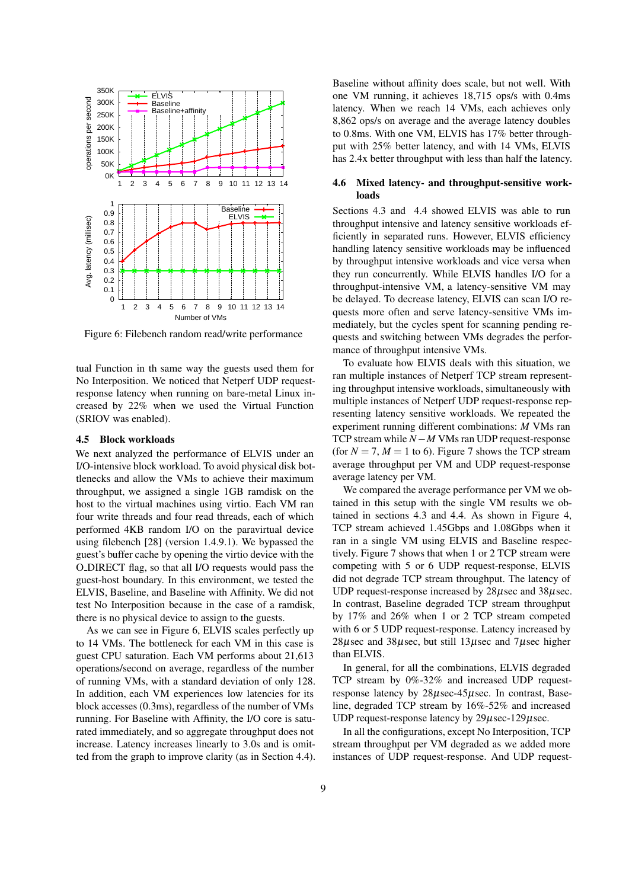Figure 6: Filebench random read/write performance

tual Function in th same way the guests used them for No Interposition. We noticed that Netperf UDP request-response latency when running on bare-metal Linux increased by 22% when we used the Virtual Function (SRIOV was enabled).

### 4.5 Block workloads

We next analyzed the performance of ELVIS under an I/O-intensive block workload. To avoid physical disk bottlenecks and allow the VMs to achieve their maximum throughput, we assigned a single 1GB ramdisk on the host to the virtual machines using virtio. Each VM ran four write threads and four read threads, each of which performed 4KB random I/O on the paravirtual device using filebench [28] (version 1.4.9.1). We bypassed the guest's buffer cache by opening the virtio device with the O_DIRECT flag, so that all I/O requests would pass the guest-host boundary. In this environment, we tested the ELVIS, Baseline, and Baseline with Affinity. We did not test No Interposition because in the case of a ramdisk, there is no physical device to assign to the guests.

As we can see in Figure 6, ELVIS scales perfectly up to 14 VMs. The bottleneck for each VM in this case is guest CPU saturation. Each VM performs about 21,613 operations/second on average, regardless of the number of running VMs, with a standard deviation of only 128. In addition, each VM experiences low latencies for its block accesses (0.3ms), regardless of the number of VMs running. For Baseline with Affinity, the I/O core is saturated immediately, and so aggregate throughput does not increase. Latency increases linearly to 3.0s and is omitted from the graph to improve clarity (as in Section 4.4).

Baseline without affinity does scale, but not well. With one VM running, it achieves 18,715 ops/s with 0.4ms latency. When we reach 14 VMs, each achieves only 8,862 ops/s on average and the average latency doubles to 0.8ms. With one VM, ELVIS has 17% better throughput with 25% better latency, and with 14 VMs, ELVIS has 2.4x better throughput with less than half the latency.

### 4.6 Mixed latency- and throughput-sensitive workloads

Sections 4.3 and 4.4 showed ELVIS was able to run throughput intensive and latency sensitive workloads efficiently in separated runs. However, ELVIS efficiency handling latency sensitive workloads may be influenced by throughput intensive workloads and vice versa when they run concurrently. While ELVIS handles I/O for a throughput-intensive VM, a latency-sensitive VM may be delayed. To decrease latency, ELVIS can scan I/O requests more often and serve latency-sensitive VMs immediately, but the cycles spent for scanning pending requests and switching between VMs degrades the performance of throughput intensive VMs.

To evaluate how ELVIS deals with this situation, we ran multiple instances of Netperf TCP stream representing throughput intensive workloads, simultaneously with multiple instances of Netperf UDP request-response representing latency sensitive workloads. We repeated the experiment running different combinations: $M$ VMs ran TCP stream while $N-M$ VMs ran UDP request-response (for $N=7$, $M=1$ to 6). Figure 7 shows the TCP stream average throughput per VM and UDP request-response average latency per VM.

We compared the average performance per VM we obtained in this setup with the single VM results we obtained in sections 4.3 and 4.4. As shown in Figure 4, TCP stream achieved 1.45Gbps and 1.08Gbps when it ran in a single VM using ELVIS and Baseline respectively. Figure 7 shows that when 1 or 2 TCP stream were competing with 5 or 6 UDP request-response, ELVIS did not degrade TCP stream throughput. The latency of UDP request-response increased by 28$\mu$sec and 38$\mu$sec. In contrast, Baseline degraded TCP stream throughput by 17% and 26% when 1 or 2 TCP stream competed with 6 or 5 UDP request-response. Latency increased by 28$\mu$sec and 38$\mu$sec, but still 13$\mu$sec and 7$\mu$sec higher than ELVIS.

In general, for all the combinations, ELVIS degraded TCP stream by 0%-32% and increased UDP request-response latency by 28$\mu$sec-45$\mu$sec. In contrast, Baseline, degraded TCP stream by 16%-52% and increased UDP request-response latency by 29$\mu$sec-129$\mu$sec.

In all the configurations, except No Interposition, TCP stream throughput per VM degraded as we added more instances of UDP request-response. And UDP request-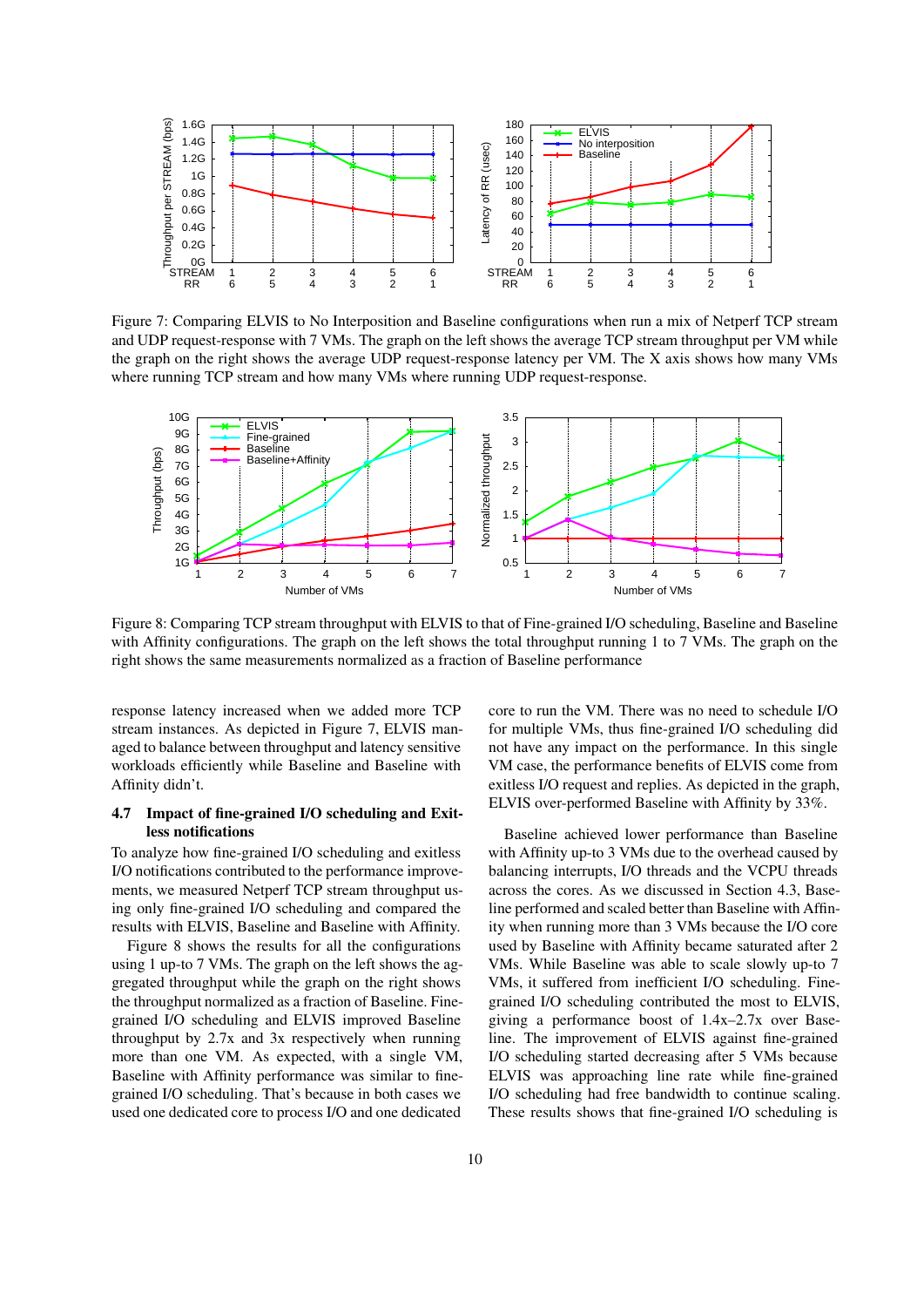Figure 7: Comparing ELVIS to No Interposition and Baseline configurations when run a mix of Netperf TCP stream and UDP request-response with 7 VMs. The graph on the left shows the average TCP stream throughput per VM while the graph on the right shows the average UDP request-response latency per VM. The X axis shows how many VMs where running TCP stream and how many VMs where running UDP request-response.

Figure 8: Comparing TCP stream throughput with ELVIS to that of Fine-grained I/O scheduling, Baseline and Baseline with Affinity configurations. The graph on the left shows the total throughput running 1 to 7 VMs. The graph on the right shows the same measurements normalized as a fraction of Baseline performance

response latency increased when we added more TCP stream instances. As depicted in Figure 7, ELVIS managed to balance between throughput and latency sensitive workloads efficiently while Baseline and Baseline with Affinity didn't.

### 4.7 Impact of fine-grained I/O scheduling and Exitless notifications

To analyze how fine-grained I/O scheduling and exitless I/O notifications contributed to the performance improvements, we measured Netperf TCP stream throughput using only fine-grained I/O scheduling and compared the results with ELVIS, Baseline and Baseline with Affinity.

Figure 8 shows the results for all the configurations using 1 up-to 7 VMs. The graph on the left shows the aggregated throughput while the graph on the right shows the throughput normalized as a fraction of Baseline. Fine-grained I/O scheduling and ELVIS improved Baseline throughput by 2.7x and 3x respectively when running more than one VM. As expected, with a single VM, Baseline with Affinity performance was similar to fine-grained I/O scheduling. That's because in both cases we used one dedicated core to process I/O and one dedicated core to run the VM. There was no need to schedule I/O for multiple VMs, thus fine-grained I/O scheduling did not have any impact on the performance. In this single VM case, the performance benefits of ELVIS come from exitless I/O request and replies. As depicted in the graph, ELVIS over-performed Baseline with Affinity by 33%.

Baseline achieved lower performance than Baseline with Affinity up-to 3 VMs due to the overhead caused by balancing interrupts, I/O threads and the VCPU threads across the cores. As we discussed in Section 4.3, Baseline performed and scaled better than Baseline with Affinity when running more than 3 VMs because the I/O core used by Baseline with Affinity became saturated after 2 VMs. While Baseline was able to scale slowly up-to 7 VMs, it suffered from inefficient I/O scheduling. Fine-grained I/O scheduling contributed the most to ELVIS, giving a performance boost of 1.4x–2.7x over Baseline. The improvement of ELVIS against fine-grained I/O scheduling started decreasing after 5 VMs because ELVIS was approaching line rate while fine-grained I/O scheduling had free bandwidth to continue scaling. These results shows that fine-grained I/O scheduling is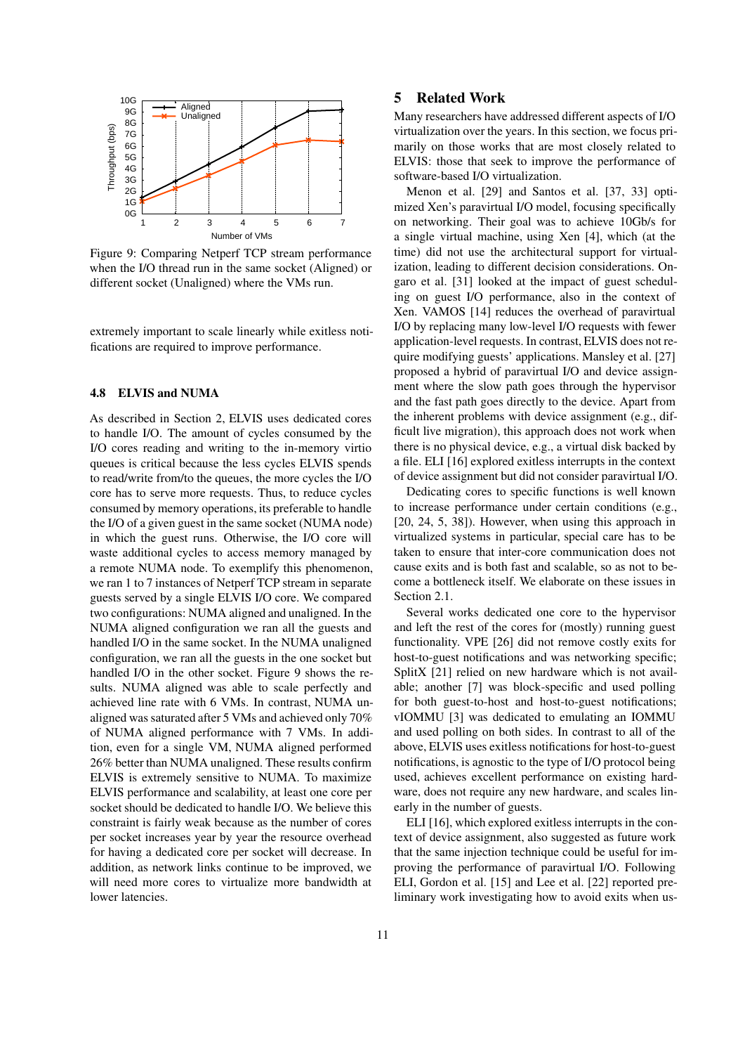Figure 9: Comparing Netperf TCP stream performance when the I/O thread run in the same socket (Aligned) or different socket (Unaligned) where the VMs run.

extremely important to scale linearly while exitless notifications are required to improve performance.

### 4.8 ELVIS and NUMA

As described in Section 2, ELVIS uses dedicated cores to handle I/O. The amount of cycles consumed by the I/O cores reading and writing to the in-memory virtio queues is critical because the less cycles ELVIS spends to read/write from/to the queues, the more cycles the I/O core has to serve more requests. Thus, to reduce cycles consumed by memory operations, its preferable to handle the I/O of a given guest in the same socket (NUMA node) in which the guest runs. Otherwise, the I/O core will waste additional cycles to access memory managed by a remote NUMA node. To exemplify this phenomenon, we ran 1 to 7 instances of Netperf TCP stream in separate guests served by a single ELVIS I/O core. We compared two configurations: NUMA aligned and unaligned. In the NUMA aligned configuration we ran all the guests and handled I/O in the same socket. In the NUMA unaligned configuration, we ran all the guests in the one socket but handled I/O in the other socket. Figure 9 shows the results. NUMA aligned was able to scale perfectly and achieved line rate with 6 VMs. In contrast, NUMA unaligned was saturated after 5 VMs and achieved only 70% of NUMA aligned performance with 7 VMs. In addition, even for a single VM, NUMA aligned performed 26% better than NUMA unaligned. These results confirm ELVIS is extremely sensitive to NUMA. To maximize ELVIS performance and scalability, at least one core per socket should be dedicated to handle I/O. We believe this constraint is fairly weak because as the number of cores per socket increases year by year the resource overhead for having a dedicated core per socket will decrease. In addition, as network links continue to be improved, we will need more cores to virtualize more bandwidth at lower latencies.

## 5 Related Work

Many researchers have addressed different aspects of I/O virtualization over the years. In this section, we focus primarily on those works that are most closely related to ELVIS: those that seek to improve the performance of software-based I/O virtualization.

Menon et al. [29] and Santos et al. [37, 33] optimized Xen's paravirtual I/O model, focusing specifically on networking. Their goal was to achieve 10Gb/s for a single virtual machine, using Xen [4], which (at the time) did not use the architectural support for virtualization, leading to different decision considerations. Ongaro et al. [31] looked at the impact of guest scheduling on guest I/O performance, also in the context of Xen. VAMOS [14] reduces the overhead of paravirtual I/O by replacing many low-level I/O requests with fewer application-level requests. In contrast, ELVIS does not require modifying guests' applications. Mansley et al. [27] proposed a hybrid of paravirtual I/O and device assignment where the slow path goes through the hypervisor and the fast path goes directly to the device. Apart from the inherent problems with device assignment (e.g., difficult live migration), this approach does not work when there is no physical device, e.g., a virtual disk backed by a file. ELI [16] explored exitless interrupts in the context of device assignment but did not consider paravirtual I/O.

Dedicating cores to specific functions is well known to increase performance under certain conditions (e.g., [20, 24, 5, 38]). However, when using this approach in virtualized systems in particular, special care has to be taken to ensure that inter-core communication does not cause exits and is both fast and scalable, so as not to become a bottleneck itself. We elaborate on these issues in Section 2.1.

Several works dedicated one core to the hypervisor and left the rest of the cores for (mostly) running guest functionality. VPE [26] did not remove costly exits for host-to-guest notifications and was networking specific; SplitX [21] relied on new hardware which is not available; another [7] was block-specific and used polling for both guest-to-host and host-to-guest notifications; vIOMMU [3] was dedicated to emulating an IOMMU and used polling on both sides. In contrast to all of the above, ELVIS uses exitless notifications for host-to-guest notifications, is agnostic to the type of I/O protocol being used, achieves excellent performance on existing hardware, does not require any new hardware, and scales linearly in the number of guests.

ELI [16], which explored exitless interrupts in the context of device assignment, also suggested as future work that the same injection technique could be useful for improving the performance of paravirtual I/O. Following ELI, Gordon et al. [15] and Lee et al. [22] reported preliminary work investigating how to avoid exits when us-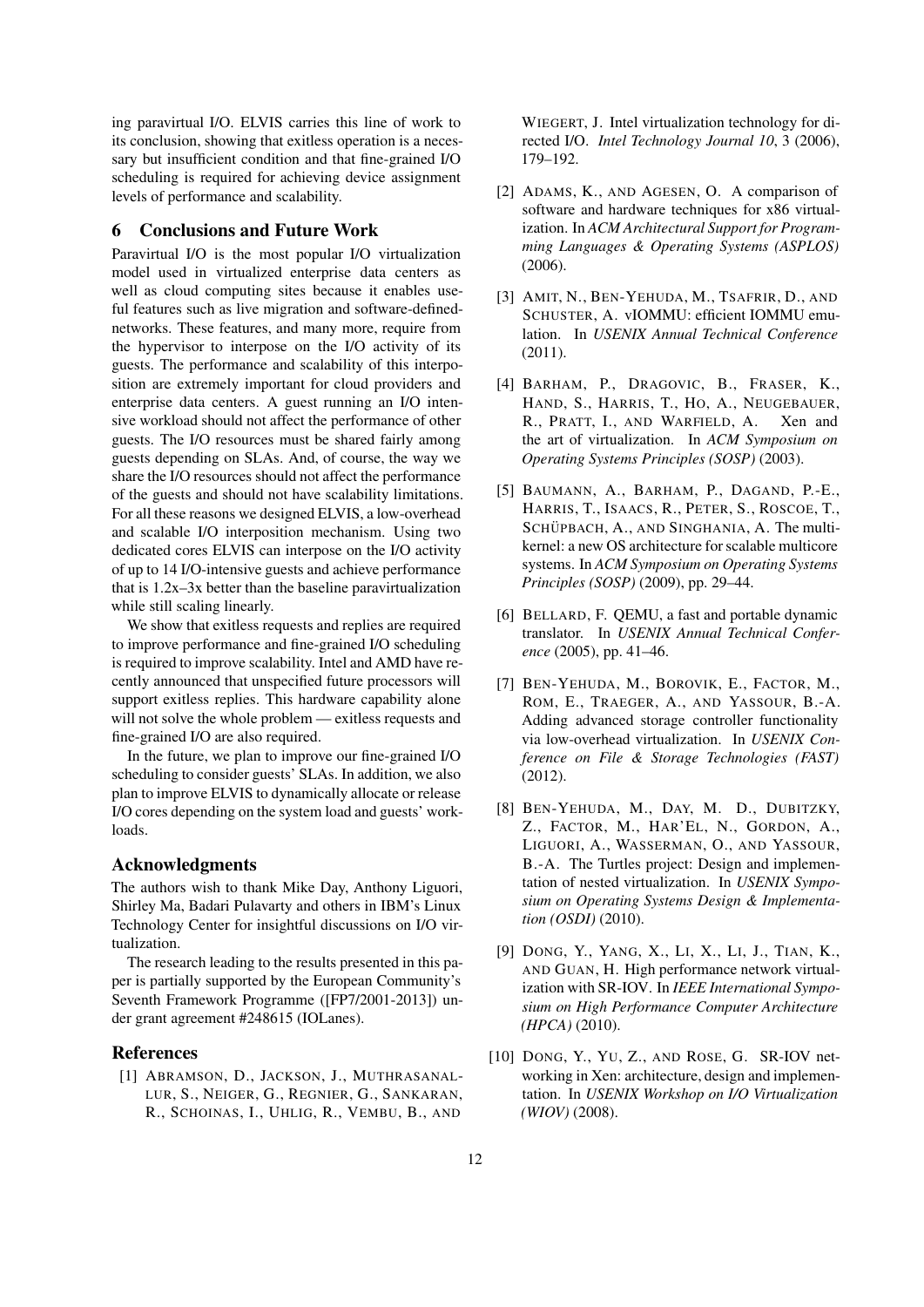ing paravirtual I/O. ELVIS carries this line of work to its conclusion, showing that exitless operation is a necessary but insufficient condition and that fine-grained I/O scheduling is required for achieving device assignment levels of performance and scalability.

## 6 Conclusions and Future Work

Paravirtual I/O is the most popular I/O virtualization model used in virtualized enterprise data centers as well as cloud computing sites because it enables useful features such as live migration and software-defined-networks. These features, and many more, require from the hypervisor to interpose on the I/O activity of its guests. The performance and scalability of this interposition are extremely important for cloud providers and enterprise data centers. A guest running an I/O intensive workload should not affect the performance of other guests. The I/O resources must be shared fairly among guests depending on SLAs. And, of course, the way we share the I/O resources should not affect the performance of the guests and should not have scalability limitations. For all these reasons we designed ELVIS, a low-overhead and scalable I/O interposition mechanism. Using two dedicated cores ELVIS can interpose on the I/O activity of up to 14 I/O-intensive guests and achieve performance that is 1.2x–3x better than the baseline paravirtualization while still scaling linearly.

We show that exitless requests and replies are required to improve performance and fine-grained I/O scheduling is required to improve scalability. Intel and AMD have recently announced that unspecified future processors will support exitless replies. This hardware capability alone will not solve the whole problem — exitless requests and fine-grained I/O are also required.

In the future, we plan to improve our fine-grained I/O scheduling to consider guests' SLAs. In addition, we also plan to improve ELVIS to dynamically allocate or release I/O cores depending on the system load and guests' workloads.

### Acknowledgments

The authors wish to thank Mike Day, Anthony Liguori, Shirley Ma, Badari Pulavarty and others in IBM's Linux Technology Center for insightful discussions on I/O virtualization.

The research leading to the results presented in this paper is partially supported by the European Community's Seventh Framework Programme ([FP7/2001-2013]) under grant agreement #248615 (IOLanes).

### References

[1] Abramson, D., Jackson, J., Muthrasanallur, S., Neiger, G., Regnier, G., Sankaran, R., Schoinas, I., Uhlig, R., Vembu, B., and Wiegert, J. Intel virtualization technology for directed I/O. *Intel Technology Journal 10*, 3 (2006), 179–192.

[2] Adams, K., and Agesen, O. A comparison of software and hardware techniques for x86 virtualization. In *ACM Architectural Support for Programming Languages & Operating Systems (ASPLOS)* (2006).

[3] Amit, N., Ben-Yehuda, M., Tsafrir, D., and Schuster, A. vIOMMU: efficient IOMMU emulation. In *USENIX Annual Technical Conference* (2011).

[4] Barham, P., Dragovic, B., Fraser, K., Hand, S., Harris, T., Ho, A., Neugebauer, R., Pratt, I., and Warfield, A. Xen and the art of virtualization. In *ACM Symposium on Operating Systems Principles (SOSP)* (2003).

[5] Baumann, A., Barham, P., Dagand, P.-E., Harris, T., Isaacs, R., Peter, S., Roscoe, T., Schüpbach, A., and Singhania, A. The multikernel: a new OS architecture for scalable multicore systems. In *ACM Symposium on Operating Systems Principles (SOSP)* (2009), pp. 29–44.

[6] Bellard, F. QEMU, a fast and portable dynamic translator. In *USENIX Annual Technical Conference* (2005), pp. 41–46.

[7] Ben-Yehuda, M., Borovik, E., Factor, M., Rom, E., Traeger, A., and Yassour, B.-A. Adding advanced storage controller functionality via low-overhead virtualization. In *USENIX Conference on File & Storage Technologies (FAST)* (2012).

[8] Ben-Yehuda, M., Day, M. D., Dubitzky, Z., Factor, M., Har'El, N., Gordon, A., Liguori, A., Wasserman, O., and Yassour, B.-A. The Turtles project: Design and implementation of nested virtualization. In *USENIX Symposium on Operating Systems Design & Implementation (OSDI)* (2010).

[9] Dong, Y., Yang, X., Li, X., Li, J., Tian, K., and Guan, H. High performance network virtualization with SR-IOV. In *IEEE International Symposium on High Performance Computer Architecture (HPCA)* (2010).

[10] Dong, Y., Yu, Z., and Rose, G. SR-IOV networking in Xen: architecture, design and implementation. In *USENIX Workshop on I/O Virtualization (WIOV)* (2008).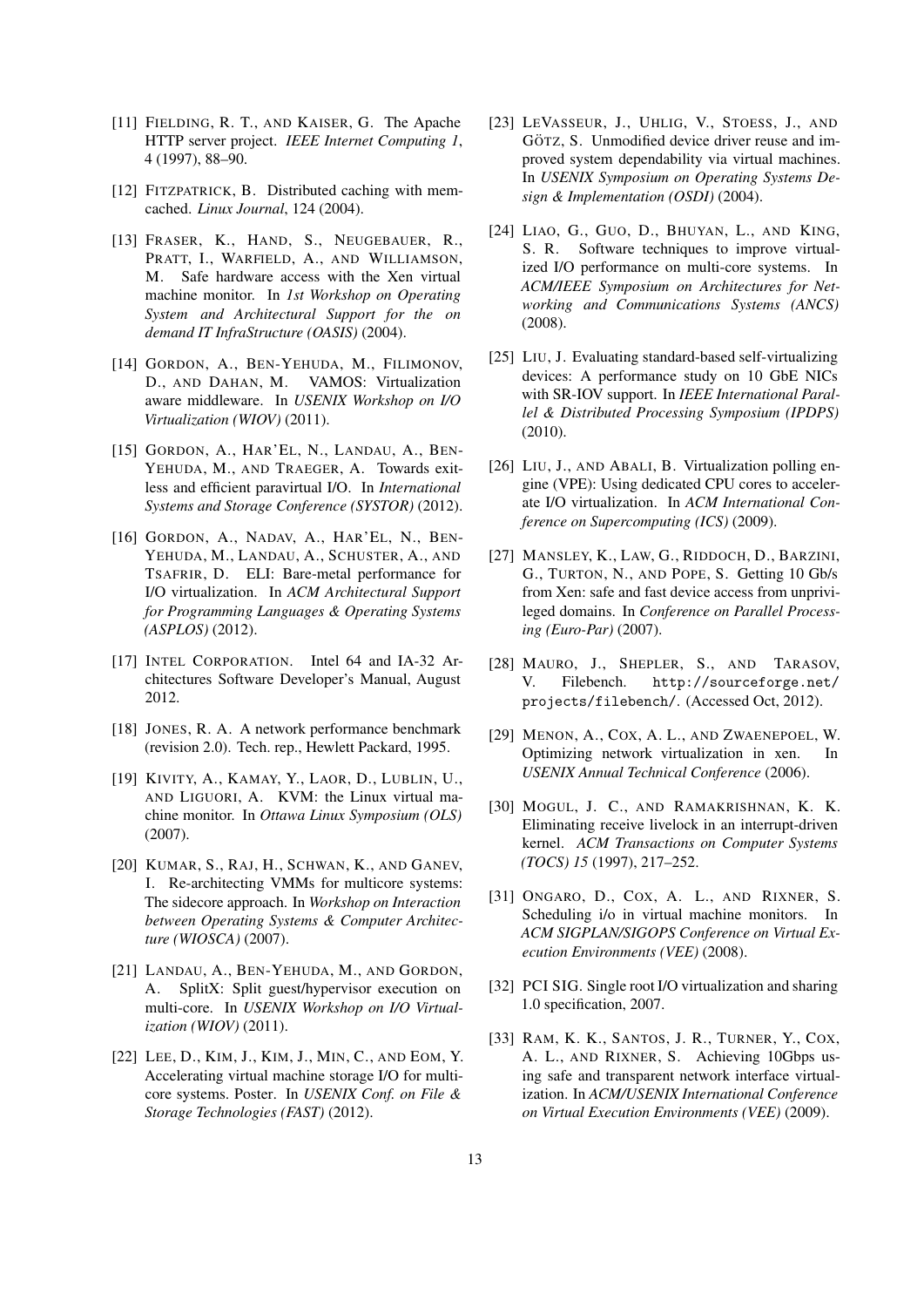[11] Fielding, R. T., and Kaiser, G. The Apache HTTP server project. *IEEE Internet Computing 1*, 4 (1997), 88–90.

[12] Fitzpatrick, B. Distributed caching with memcached. *Linux Journal*, 124 (2004).

[13] Fraser, K., Hand, S., Neugebauer, R., Pratt, I., Warfield, A., and Williamson, M. Safe hardware access with the Xen virtual machine monitor. In *1st Workshop on Operating System and Architectural Support for the on demand IT InfraStructure (OASIS)* (2004).

[14] Gordon, A., Ben-Yehuda, M., Filimonov, D., and Dahan, M. VAMOS: Virtualization aware middleware. In *USENIX Workshop on I/O Virtualization (WIOV)* (2011).

[15] Gordon, A., Har'El, N., Landau, A., Ben-Yehuda, M., and Traeger, A. Towards exitless and efficient paravirtual I/O. In *International Systems and Storage Conference (SYSTOR)* (2012).

[16] Gordon, A., Nadav, A., Har'El, N., Ben-Yehuda, M., Landau, A., Schuster, A., and Tsafrir, D. ELI: Bare-metal performance for I/O virtualization. In *ACM Architectural Support for Programming Languages & Operating Systems (ASPLOS)* (2012).

[17] Intel Corporation. Intel 64 and IA-32 Architectures Software Developer's Manual, August 2012.

[18] Jones, R. A. A network performance benchmark (revision 2.0). Tech. rep., Hewlett Packard, 1995.

[19] Kivity, A., Kamay, Y., Laor, D., Lublin, U., and Liguori, A. KVM: the Linux virtual machine monitor. In *Ottawa Linux Symposium (OLS)* (2007).

[20] Kumar, S., Raj, H., Schwan, K., and Ganev, I. Re-architecting VMMs for multicore systems: The sidecore approach. In *Workshop on Interaction between Operating Systems & Computer Architecture (WIOSCA)* (2007).

[21] Landau, A., Ben-Yehuda, M., and Gordon, A. SplitX: Split guest/hypervisor execution on multi-core. In *USENIX Workshop on I/O Virtualization (WIOV)* (2011).

[22] Lee, D., Kim, J., Kim, J., Min, C., and Eom, Y. Accelerating virtual machine storage I/O for multicore systems. Poster. In *USENIX Conf. on File & Storage Technologies (FAST)* (2012).

[23] LeVasseur, J., Uhlig, V., Stoess, J., and Götz, S. Unmodified device driver reuse and improved system dependability via virtual machines. In *USENIX Symposium on Operating Systems Design & Implementation (OSDI)* (2004).

[24] Liao, G., Guo, D., Bhuyan, L., and King, S. R. Software techniques to improve virtualized I/O performance on multi-core systems. In *ACM/IEEE Symposium on Architectures for Networking and Communications Systems (ANCS)* (2008).

[25] Liu, J. Evaluating standard-based self-virtualizing devices: A performance study on 10 GbE NICs with SR-IOV support. In *IEEE International Parallel & Distributed Processing Symposium (IPDPS)* (2010).

[26] Liu, J., and Abali, B. Virtualization polling engine (VPE): Using dedicated CPU cores to accelerate I/O virtualization. In *ACM International Conference on Supercomputing (ICS)* (2009).

[27] Mansley, K., Law, G., Riddoch, D., Barzini, G., Turton, N., and Pope, S. Getting 10 Gb/s from Xen: safe and fast device access from unprivileged domains. In *Conference on Parallel Processing (Euro-Par)* (2007).

[28] Mauro, J., Shepler, S., and Tarasov, V. Filebench. `http://sourceforge.net/projects/filebench/`. (Accessed Oct, 2012).

[29] Menon, A., Cox, A. L., and Zwaenepoel, W. Optimizing network virtualization in xen. In *USENIX Annual Technical Conference* (2006).

[30] Mogul, J. C., and Ramakrishnan, K. K. Eliminating receive livelock in an interrupt-driven kernel. *ACM Transactions on Computer Systems (TOCS) 15* (1997), 217–252.

[31] Ongaro, D., Cox, A. L., and Rixner, S. Scheduling i/o in virtual machine monitors. In *ACM SIGPLAN/SIGOPS Conference on Virtual Execution Environments (VEE)* (2008).

[32] PCI SIG. Single root I/O virtualization and sharing 1.0 specification, 2007.

[33] Ram, K. K., Santos, J. R., Turner, Y., Cox, A. L., and Rixner, S. Achieving 10Gbps using safe and transparent network interface virtualization. In *ACM/USENIX International Conference on Virtual Execution Environments (VEE)* (2009).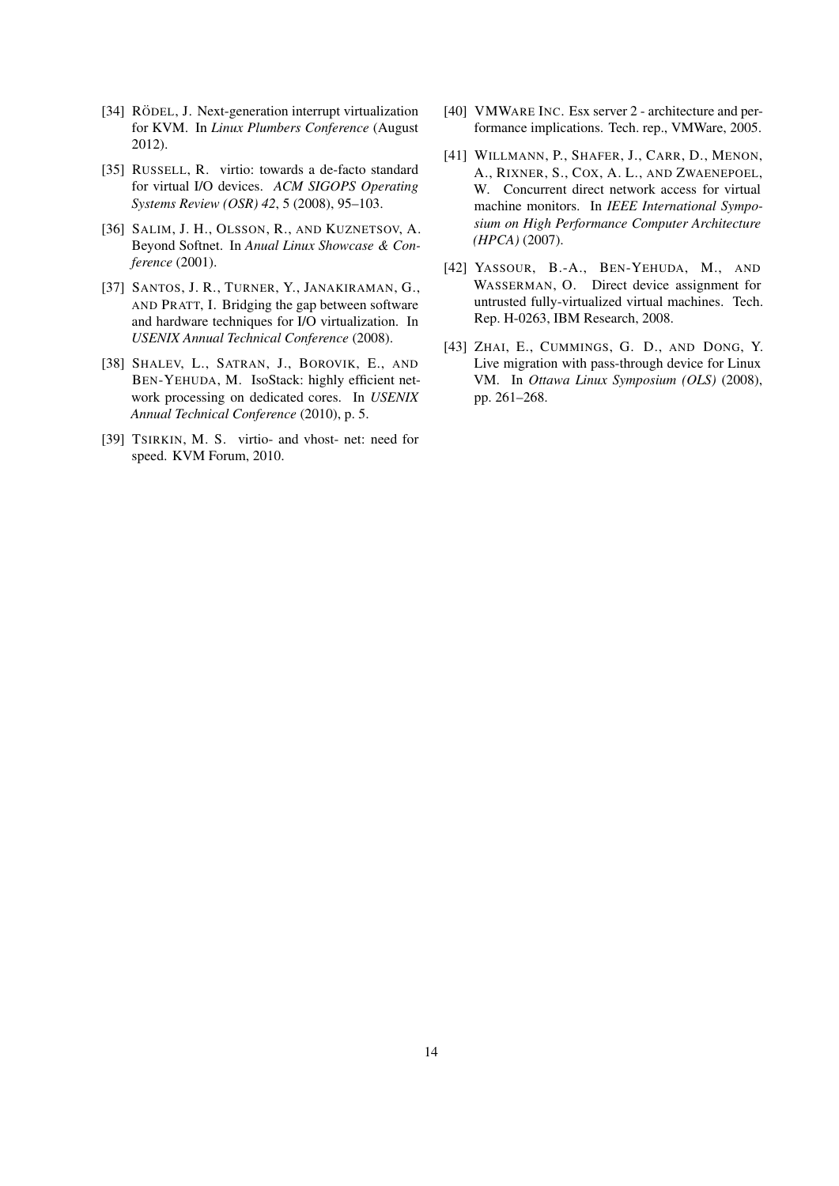[34] RÖDEL, J. Next-generation interrupt virtualization for KVM. In *Linux Plumbers Conference* (August 2012).

[35] RUSSELL, R. virtio: towards a de-facto standard for virtual I/O devices. *ACM SIGOPS Operating Systems Review (OSR) 42*, 5 (2008), 95–103.

[36] SALIM, J. H., OLSSON, R., AND KUZNETSOV, A. Beyond Softnet. In *Anual Linux Showcase & Conference* (2001).

[37] SANTOS, J. R., TURNER, Y., JANAKIRAMAN, G., AND PRATT, I. Bridging the gap between software and hardware techniques for I/O virtualization. In *USENIX Annual Technical Conference* (2008).

[38] SHALEV, L., SATRAN, J., BOROVIK, E., AND BEN-YEHUDA, M. IsoStack: highly efficient network processing on dedicated cores. In *USENIX Annual Technical Conference* (2010), p. 5.

[39] TSIRKIN, M. S. virtio- and vhost- net: need for speed. KVM Forum, 2010.

[40] VMWARE INC. Esx server 2 - architecture and performance implications. Tech. rep., VMWare, 2005.

[41] WILLMANN, P., SHAFER, J., CARR, D., MENON, A., RIXNER, S., COX, A. L., AND ZWAENEPOEL, W. Concurrent direct network access for virtual machine monitors. In *IEEE International Symposium on High Performance Computer Architecture (HPCA)* (2007).

[42] YASSOUR, B.-A., BEN-YEHUDA, M., AND WASSERMAN, O. Direct device assignment for untrusted fully-virtualized virtual machines. Tech. Rep. H-0263, IBM Research, 2008.

[43] ZHAI, E., CUMMINGS, G. D., AND DONG, Y. Live migration with pass-through device for Linux VM. In *Ottawa Linux Symposium (OLS)* (2008), pp. 261–268.